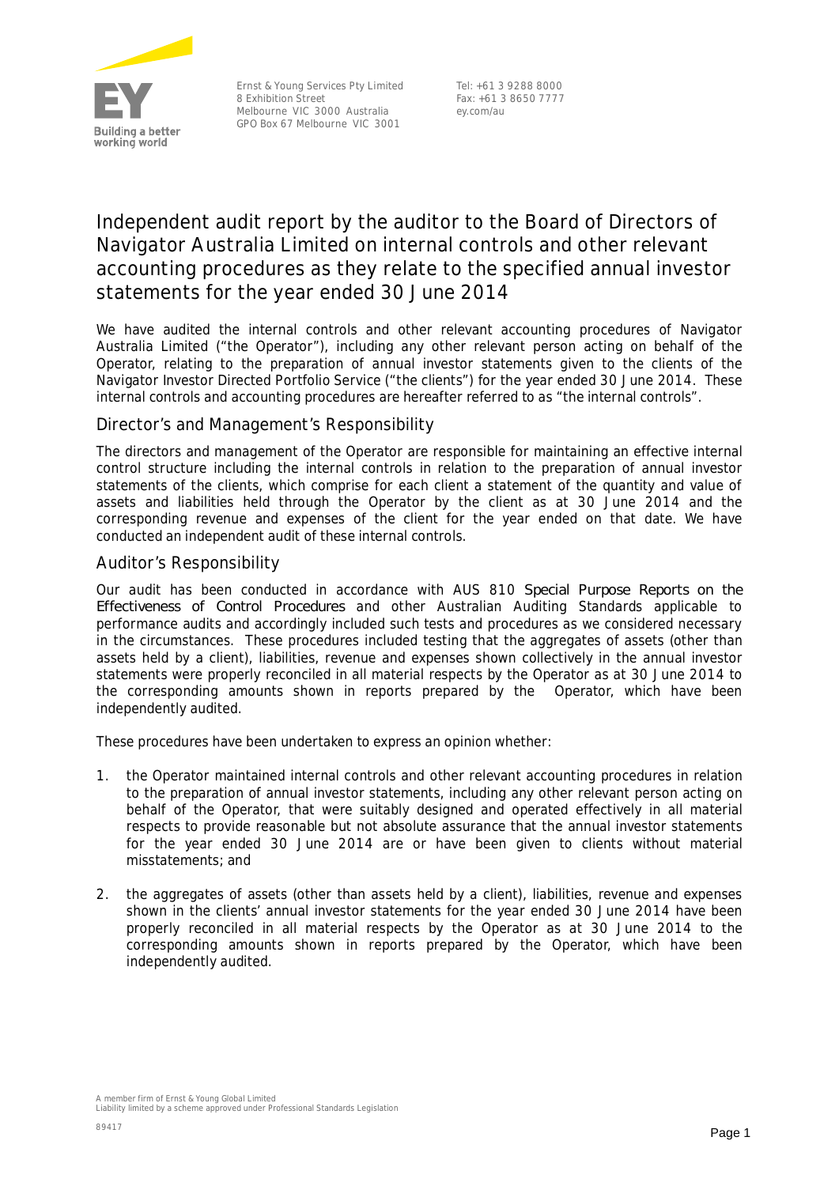Ernst & Young Services Pty Limited
8 Exhibition Street
Melbourne VIC 3000 Australia
GPO Box 67 Melbourne VIC 3001

Tel: +61 3 9288 8000
Fax: +61 3 8650 7777
ey.com/au

# Independent audit report by the auditor to the Board of Directors of Navigator Australia Limited on internal controls and other relevant accounting procedures as they relate to the specified annual investor statements for the year ended 30 June 2014

We have audited the internal controls and other relevant accounting procedures of Navigator Australia Limited ("the Operator"), including any other relevant person acting on behalf of the Operator, relating to the preparation of annual investor statements given to the clients of the Navigator Investor Directed Portfolio Service ("the clients") for the year ended 30 June 2014. These internal controls and accounting procedures are hereafter referred to as "the internal controls".

## Director's and Management's Responsibility

The directors and management of the Operator are responsible for maintaining an effective internal control structure including the internal controls in relation to the preparation of annual investor statements of the clients, which comprise for each client a statement of the quantity and value of assets and liabilities held through the Operator by the client as at 30 June 2014 and the corresponding revenue and expenses of the client for the year ended on that date. We have conducted an independent audit of these internal controls.

## Auditor's Responsibility

Our audit has been conducted in accordance with AUS 810 *Special Purpose Reports on the Effectiveness of Control Procedures* and other Australian Auditing Standards applicable to performance audits and accordingly included such tests and procedures as we considered necessary in the circumstances. These procedures included testing that the aggregates of assets (other than assets held by a client), liabilities, revenue and expenses shown collectively in the annual investor statements were properly reconciled in all material respects by the Operator as at 30 June 2014 to the corresponding amounts shown in reports prepared by the Operator, which have been independently audited.

These procedures have been undertaken to express an opinion whether:

1. the Operator maintained internal controls and other relevant accounting procedures in relation to the preparation of annual investor statements, including any other relevant person acting on behalf of the Operator, that were suitably designed and operated effectively in all material respects to provide reasonable but not absolute assurance that the annual investor statements for the year ended 30 June 2014 are or have been given to clients without material misstatements; and

2. the aggregates of assets (other than assets held by a client), liabilities, revenue and expenses shown in the clients' annual investor statements for the year ended 30 June 2014 have been properly reconciled in all material respects by the Operator as at 30 June 2014 to the corresponding amounts shown in reports prepared by the Operator, which have been independently audited.

A member firm of Ernst & Young Global Limited
Liability limited by a scheme approved under Professional Standards Legislation

89417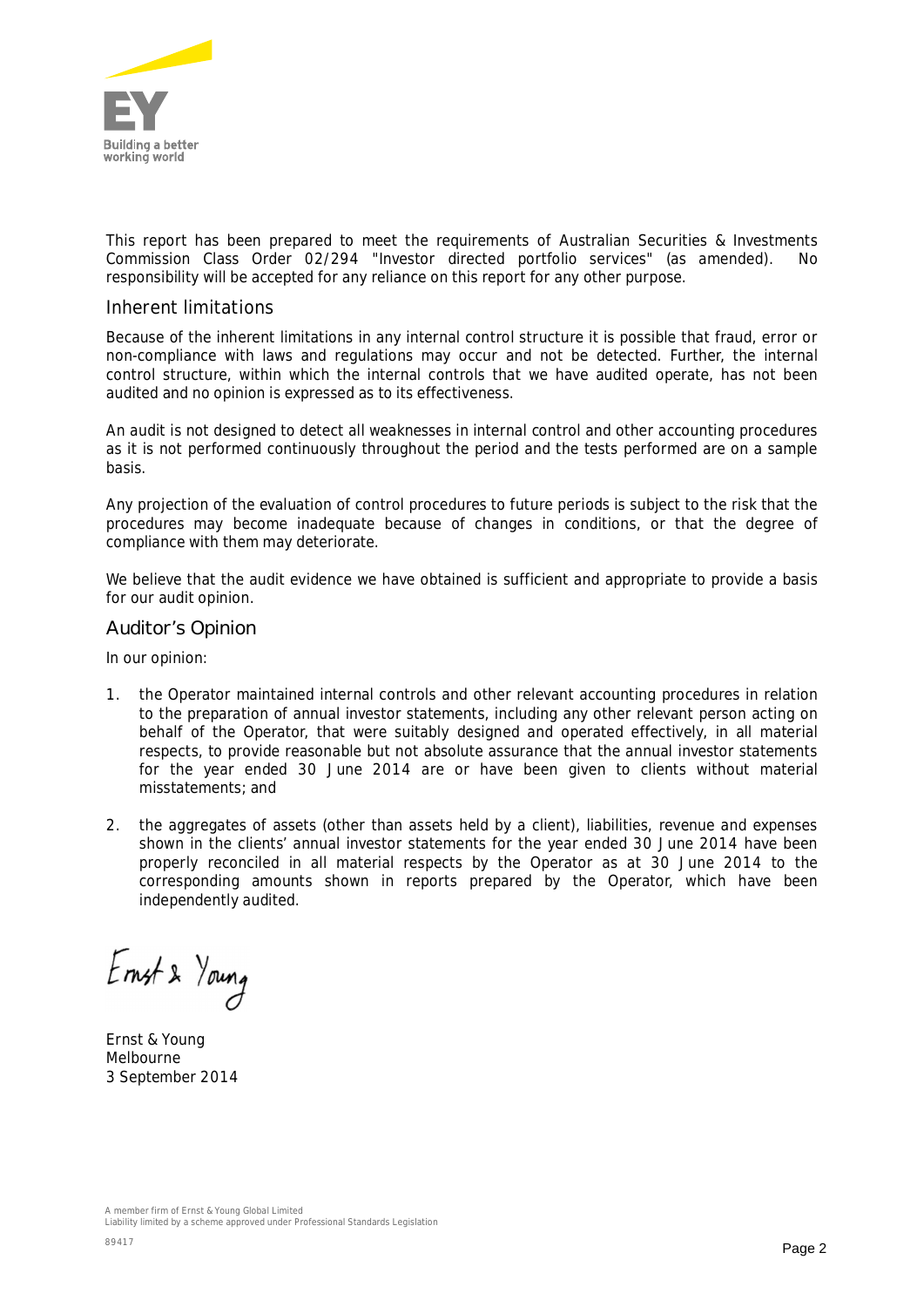This report has been prepared to meet the requirements of Australian Securities & Investments Commission Class Order 02/294 "Investor directed portfolio services" (as amended). No responsibility will be accepted for any reliance on this report for any other purpose.

## Inherent limitations

Because of the inherent limitations in any internal control structure it is possible that fraud, error or non-compliance with laws and regulations may occur and not be detected. Further, the internal control structure, within which the internal controls that we have audited operate, has not been audited and no opinion is expressed as to its effectiveness.

An audit is not designed to detect all weaknesses in internal control and other accounting procedures as it is not performed continuously throughout the period and the tests performed are on a sample basis.

Any projection of the evaluation of control procedures to future periods is subject to the risk that the procedures may become inadequate because of changes in conditions, or that the degree of compliance with them may deteriorate.

We believe that the audit evidence we have obtained is sufficient and appropriate to provide a basis for our audit opinion.

## Auditor's Opinion

In our opinion:

1. the Operator maintained internal controls and other relevant accounting procedures in relation to the preparation of annual investor statements, including any other relevant person acting on behalf of the Operator, that were suitably designed and operated effectively, in all material respects, to provide reasonable but not absolute assurance that the annual investor statements for the year ended 30 June 2014 are or have been given to clients without material misstatements; and

2. the aggregates of assets (other than assets held by a client), liabilities, revenue and expenses shown in the clients' annual investor statements for the year ended 30 June 2014 have been properly reconciled in all material respects by the Operator as at 30 June 2014 to the corresponding amounts shown in reports prepared by the Operator, which have been independently audited.

Ernst & Young

Ernst & Young
Melbourne
3 September 2014

A member firm of Ernst & Young Global Limited
Liability limited by a scheme approved under Professional Standards Legislation

89417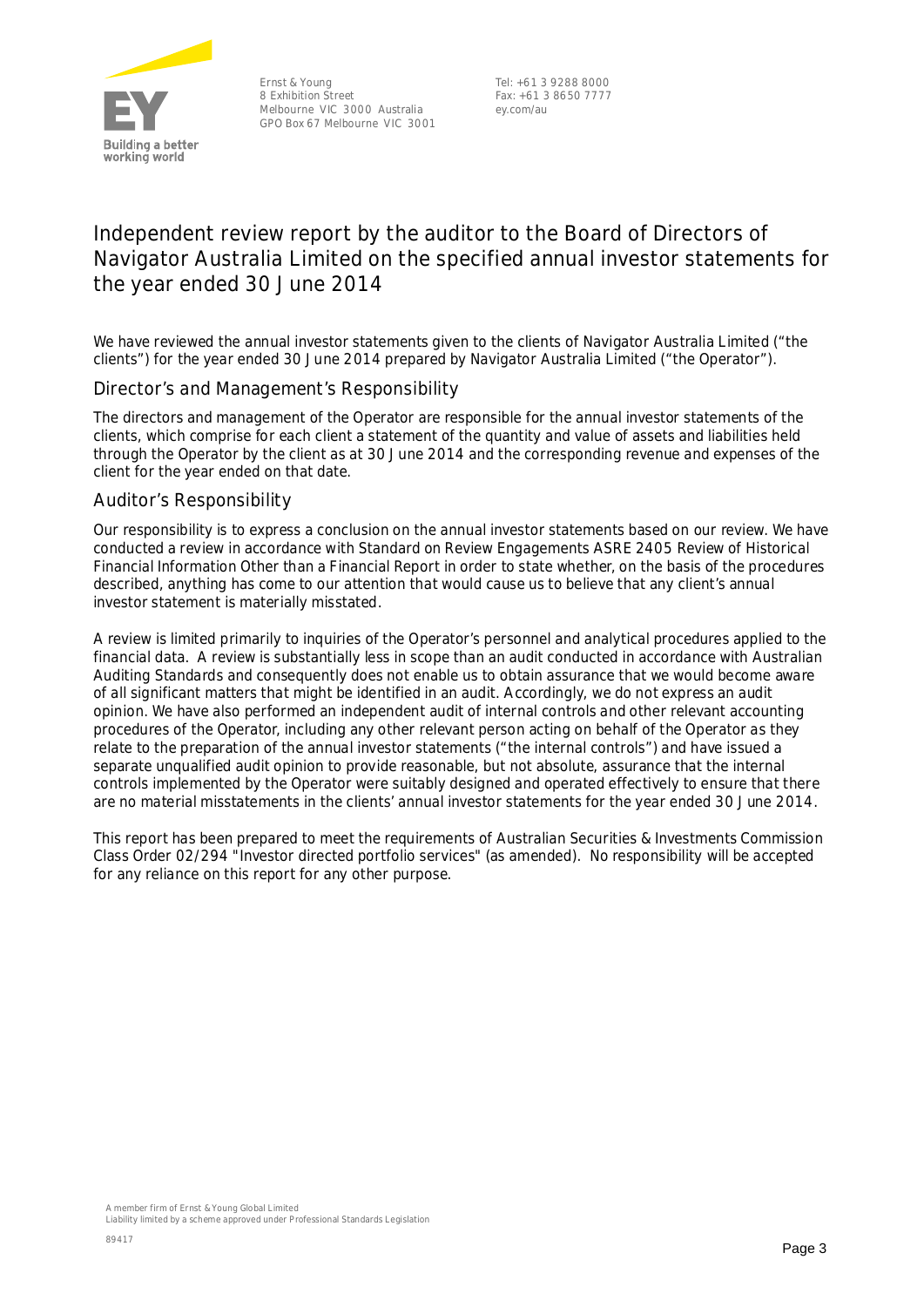Ernst & Young
8 Exhibition Street
Melbourne VIC 3000 Australia
GPO Box 67 Melbourne VIC 3001

Tel: +61 3 9288 8000
Fax: +61 3 8650 7777
ey.com/au

# Independent review report by the auditor to the Board of Directors of Navigator Australia Limited on the specified annual investor statements for the year ended 30 June 2014

We have reviewed the annual investor statements given to the clients of Navigator Australia Limited ("the clients") for the year ended 30 June 2014 prepared by Navigator Australia Limited ("the Operator").

## Director's and Management's Responsibility

The directors and management of the Operator are responsible for the annual investor statements of the clients, which comprise for each client a statement of the quantity and value of assets and liabilities held through the Operator by the client as at 30 June 2014 and the corresponding revenue and expenses of the client for the year ended on that date.

## Auditor's Responsibility

Our responsibility is to express a conclusion on the annual investor statements based on our review. We have conducted a review in accordance with Standard on Review Engagements ASRE 2405 Review of Historical Financial Information Other than a Financial Report in order to state whether, on the basis of the procedures described, anything has come to our attention that would cause us to believe that any client's annual investor statement is materially misstated.

A review is limited primarily to inquiries of the Operator's personnel and analytical procedures applied to the financial data. A review is substantially less in scope than an audit conducted in accordance with Australian Auditing Standards and consequently does not enable us to obtain assurance that we would become aware of all significant matters that might be identified in an audit. Accordingly, we do not express an audit opinion. We have also performed an independent audit of internal controls and other relevant accounting procedures of the Operator, including any other relevant person acting on behalf of the Operator as they relate to the preparation of the annual investor statements ("the internal controls") and have issued a separate unqualified audit opinion to provide reasonable, but not absolute, assurance that the internal controls implemented by the Operator were suitably designed and operated effectively to ensure that there are no material misstatements in the clients' annual investor statements for the year ended 30 June 2014.

This report has been prepared to meet the requirements of Australian Securities & Investments Commission Class Order 02/294 "Investor directed portfolio services" (as amended). No responsibility will be accepted for any reliance on this report for any other purpose.

A member firm of Ernst & Young Global Limited
Liability limited by a scheme approved under Professional Standards Legislation

89417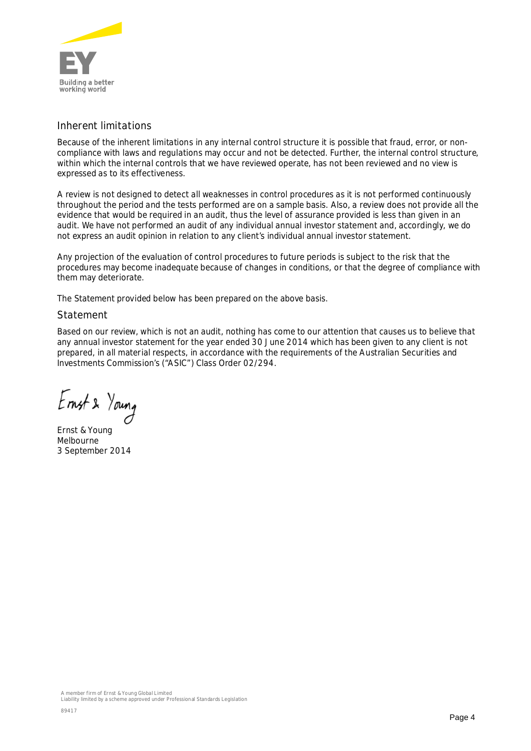## Inherent limitations

Because of the inherent limitations in any internal control structure it is possible that fraud, error, or non-compliance with laws and regulations may occur and not be detected. Further, the internal control structure, within which the internal controls that we have reviewed operate, has not been reviewed and no view is expressed as to its effectiveness.

A review is not designed to detect all weaknesses in control procedures as it is not performed continuously throughout the period and the tests performed are on a sample basis. Also, a review does not provide all the evidence that would be required in an audit, thus the level of assurance provided is less than given in an audit. We have not performed an audit of any individual annual investor statement and, accordingly, we do not express an audit opinion in relation to any client's individual annual investor statement.

Any projection of the evaluation of control procedures to future periods is subject to the risk that the procedures may become inadequate because of changes in conditions, or that the degree of compliance with them may deteriorate.

The Statement provided below has been prepared on the above basis.

## Statement

Based on our review, which is not an audit, nothing has come to our attention that causes us to believe that any annual investor statement for the year ended 30 June 2014 which has been given to any client is not prepared, in all material respects, in accordance with the requirements of the Australian Securities and Investments Commission's ("ASIC") Class Order 02/294.

Ernst & Young

Ernst & Young
Melbourne
3 September 2014

A member firm of Ernst & Young Global Limited
Liability limited by a scheme approved under Professional Standards Legislation

89417